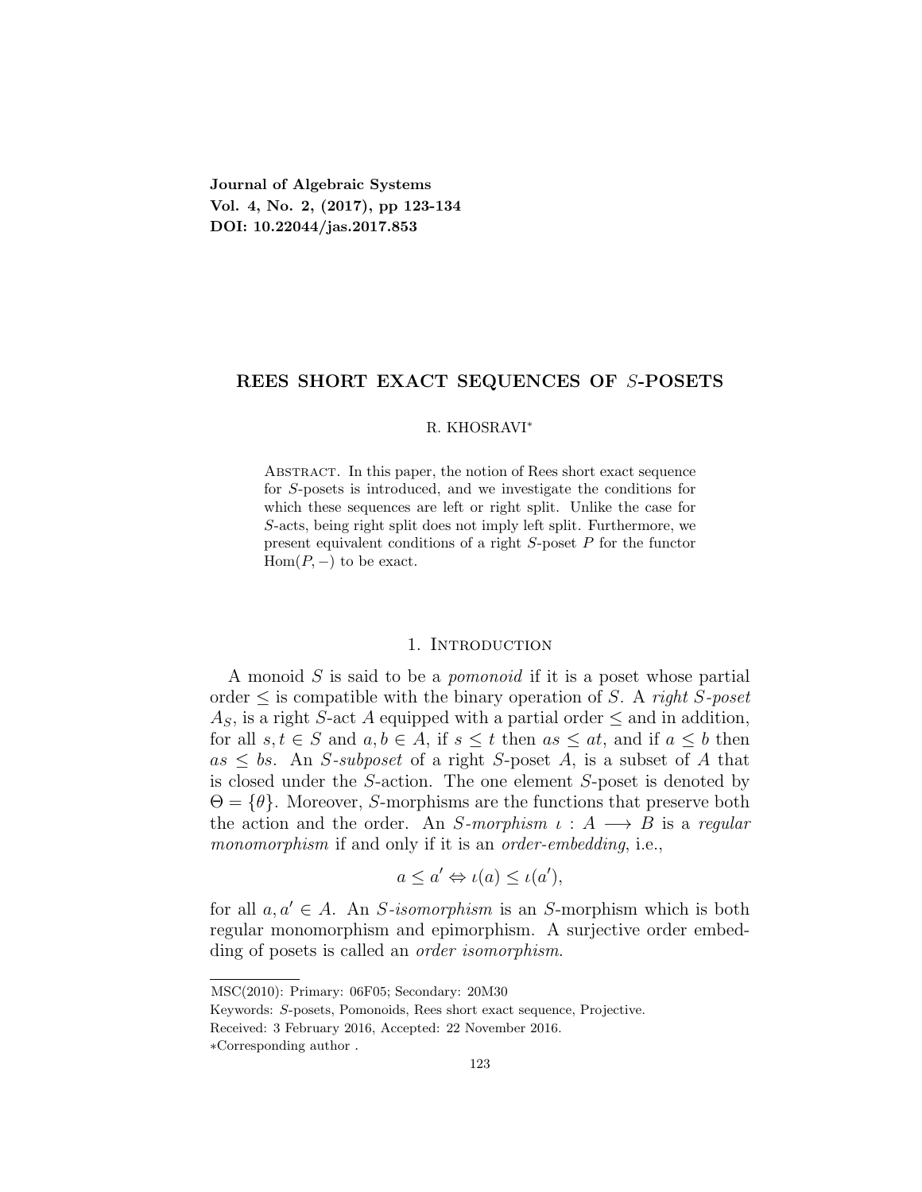**Journal of Algebraic Systems**
**Vol. 4, No. 2, (2017), pp 123-134**
**DOI: 10.22044/jas.2017.853**

# REES SHORT EXACT SEQUENCES OF $S$-POSETS

R. KHOSRAVI[*]

Abstract. In this paper, the notion of Rees short exact sequence for $S$-posets is introduced, and we investigate the conditions for which these sequences are left or right split. Unlike the case for $S$-acts, being right split does not imply left split. Furthermore, we present equivalent conditions of a right $S$-poset $P$ for the functor $\mathrm{Hom}(P, -)$ to be exact.

## 1. Introduction

A monoid $S$ is said to be a *pomonoid* if it is a poset whose partial order $\leq$ is compatible with the binary operation of $S$. A *right $S$-poset* $A_S$, is a right $S$-act $A$ equipped with a partial order $\leq$ and in addition, for all $s, t \in S$ and $a, b \in A$, if $s \leq t$ then $as \leq at$, and if $a \leq b$ then $as \leq bs$. An *$S$-subposet* of a right $S$-poset $A$, is a subset of $A$ that is closed under the $S$-action. The one element $S$-poset is denoted by $\Theta = \{\theta\}$. Moreover, $S$-morphisms are the functions that preserve both the action and the order. An *$S$-morphism* $\iota : A \longrightarrow B$ is a *regular monomorphism* if and only if it is an *order-embedding*, i.e.,

$$a \leq a' \Leftrightarrow \iota(a) \leq \iota(a'),$$

for all $a, a' \in A$. An *$S$-isomorphism* is an $S$-morphism which is both regular monomorphism and epimorphism. A surjective order embedding of posets is called an *order isomorphism*.

---

MSC(2010): Primary: 06F05; Secondary: 20M30

Keywords: $S$-posets, Pomonoids, Rees short exact sequence, Projective.

Received: 3 February 2016, Accepted: 22 November 2016.

[*]Corresponding author .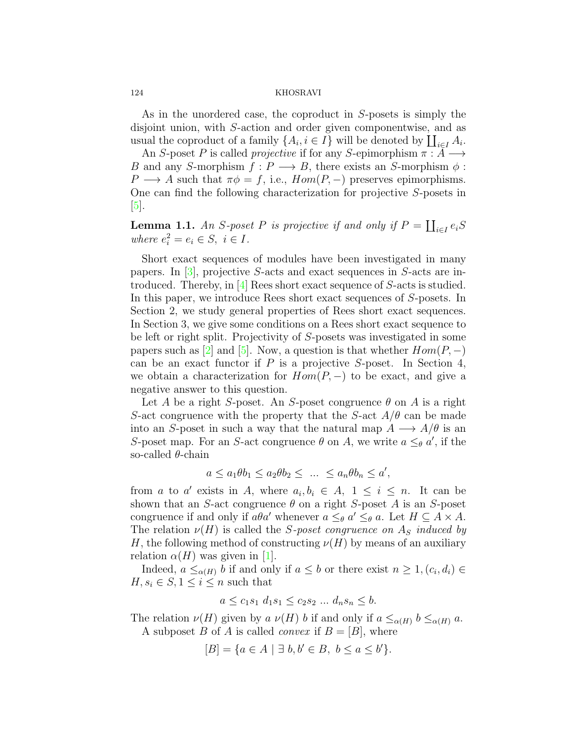As in the unordered case, the coproduct in $S$-posets is simply the disjoint union, with $S$-action and order given componentwise, and as usual the coproduct of a family $\{A_i, i \in I\}$ will be denoted by $\coprod_{i\in I} A_i$.

An $S$-poset $P$ is called *projective* if for any $S$-epimorphism $\pi : A \longrightarrow B$ and any $S$-morphism $f : P \longrightarrow B$, there exists an $S$-morphism $\phi : P \longrightarrow A$ such that $\pi\phi = f$, i.e., $Hom(P, -)$ preserves epimorphisms. One can find the following characterization for projective $S$-posets in [5].

**Lemma 1.1.** *An $S$-poset $P$ is projective if and only if $P = \coprod_{i\in I} e_i S$ where $e_i^2 = e_i \in S,\ i \in I$.*

Short exact sequences of modules have been investigated in many papers. In [3], projective $S$-acts and exact sequences in $S$-acts are introduced. Thereby, in [4] Rees short exact sequence of $S$-acts is studied. In this paper, we introduce Rees short exact sequences of $S$-posets. In Section 2, we study general properties of Rees short exact sequences. In Section 3, we give some conditions on a Rees short exact sequence to be left or right split. Projectivity of $S$-posets was investigated in some papers such as [2] and [5]. Now, a question is that whether $Hom(P, -)$ can be an exact functor if $P$ is a projective $S$-poset. In Section 4, we obtain a characterization for $Hom(P, -)$ to be exact, and give a negative answer to this question.

Let $A$ be a right $S$-poset. An $S$-poset congruence $\theta$ on $A$ is a right $S$-act congruence with the property that the $S$-act $A/\theta$ can be made into an $S$-poset in such a way that the natural map $A \longrightarrow A/\theta$ is an $S$-poset map. For an $S$-act congruence $\theta$ on $A$, we write $a \leq_\theta a'$, if the so-called $\theta$-chain

$$a \leq a_1 \theta b_1 \leq a_2 \theta b_2 \leq \ \dots \ \leq a_n \theta b_n \leq a',$$

from $a$ to $a'$ exists in $A$, where $a_i, b_i \in A,\ 1 \leq i \leq n$. It can be shown that an $S$-act congruence $\theta$ on a right $S$-poset $A$ is an $S$-poset congruence if and only if $a\theta a'$ whenever $a \leq_\theta a' \leq_\theta a$. Let $H \subseteq A \times A$. The relation $\nu(H)$ is called the *$S$-poset congruence on $A_S$ induced by* $H$, the following method of constructing $\nu(H)$ by means of an auxiliary relation $\alpha(H)$ was given in [1].

Indeed, $a \leq_{\alpha(H)} b$ if and only if $a \leq b$ or there exist $n \geq 1, (c_i, d_i) \in H, s_i \in S, 1 \leq i \leq n$ such that

$$a \leq c_1 s_1\ d_1 s_1 \leq c_2 s_2\ \dots\ d_n s_n \leq b.$$

The relation $\nu(H)$ given by $a\ \nu(H)\ b$ if and only if $a \leq_{\alpha(H)} b \leq_{\alpha(H)} a$.

A subposet $B$ of $A$ is called *convex* if $B = [B]$, where

$$[B] = \{a \in A \mid \exists\ b, b' \in B,\ b \leq a \leq b'\}.$$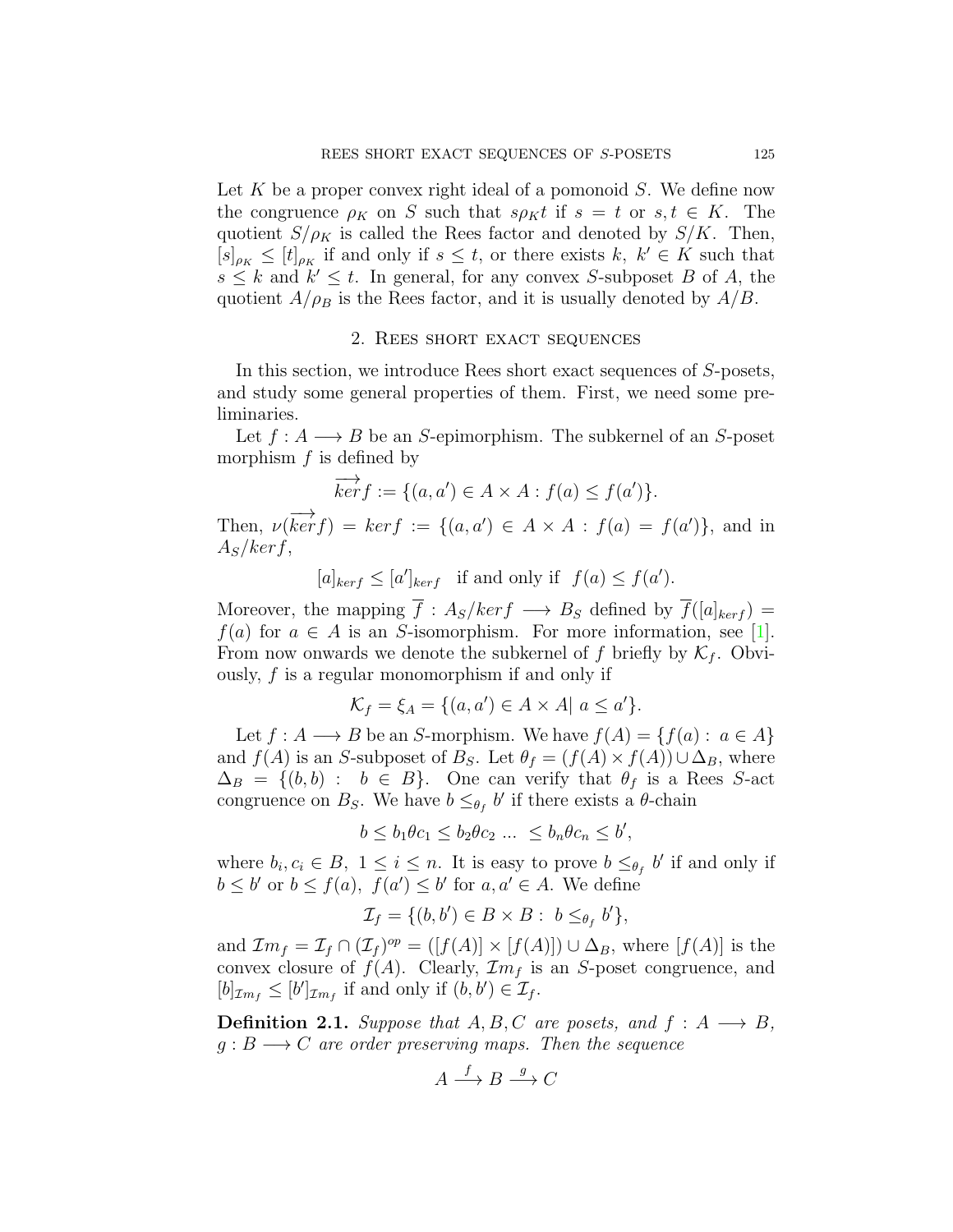Let $K$ be a proper convex right ideal of a pomonoid $S$. We define now the congruence $\rho_K$ on $S$ such that $s\rho_K t$ if $s = t$ or $s, t \in K$. The quotient $S/\rho_K$ is called the Rees factor and denoted by $S/K$. Then, $[s]_{\rho_K} \leq [t]_{\rho_K}$ if and only if $s \leq t$, or there exists $k,\ k' \in K$ such that $s \leq k$ and $k' \leq t$. In general, for any convex $S$-subposet $B$ of $A$, the quotient $A/\rho_B$ is the Rees factor, and it is usually denoted by $A/B$.

## 2. Rees short exact sequences

In this section, we introduce Rees short exact sequences of $S$-posets, and study some general properties of them. First, we need some preliminaries.

Let $f : A \longrightarrow B$ be an $S$-epimorphism. The subkernel of an $S$-poset morphism $f$ is defined by

$$\overrightarrow{ker} f := \{(a, a') \in A \times A : f(a) \leq f(a')\}.$$

Then, $\nu(\overrightarrow{ker} f) = ker f := \{(a, a') \in A \times A : f(a) = f(a')\}$, and in $A_S/ker f$,

$$[a]_{ker f} \leq [a']_{ker f} \quad \text{if and only if} \quad f(a) \leq f(a').$$

Moreover, the mapping $\overline{f} : A_S/ker f \longrightarrow B_S$ defined by $\overline{f}([a]_{ker f}) = f(a)$ for $a \in A$ is an $S$-isomorphism. For more information, see [1]. From now onwards we denote the subkernel of $f$ briefly by $\mathcal{K}_f$. Obviously, $f$ is a regular monomorphism if and only if

$$\mathcal{K}_f = \xi_A = \{(a, a') \in A \times A |\ a \leq a'\}.$$

Let $f : A \longrightarrow B$ be an $S$-morphism. We have $f(A) = \{f(a) : \ a \in A\}$ and $f(A)$ is an $S$-subposet of $B_S$. Let $\theta_f = (f(A) \times f(A)) \cup \Delta_B$, where $\Delta_B = \{(b, b) : \ b \in B\}$. One can verify that $\theta_f$ is a Rees $S$-act congruence on $B_S$. We have $b \leq_{\theta_f} b'$ if there exists a $\theta$-chain

$$b \leq b_1 \theta c_1 \leq b_2 \theta c_2 \ ... \ \leq b_n \theta c_n \leq b',$$

where $b_i, c_i \in B,\ 1 \leq i \leq n$. It is easy to prove $b \leq_{\theta_f} b'$ if and only if $b \leq b'$ or $b \leq f(a),\ f(a') \leq b'$ for $a, a' \in A$. We define

$$\mathcal{I}_f = \{(b, b') \in B \times B : \ b \leq_{\theta_f} b'\},$$

and $\mathcal{I}m_f = \mathcal{I}_f \cap (\mathcal{I}_f)^{op} = ([f(A)] \times [f(A)]) \cup \Delta_B$, where $[f(A)]$ is the convex closure of $f(A)$. Clearly, $\mathcal{I}m_f$ is an $S$-poset congruence, and $[b]_{\mathcal{I}m_f} \leq [b']_{\mathcal{I}m_f}$ if and only if $(b, b') \in \mathcal{I}_f$.

**Definition 2.1.** *Suppose that $A, B, C$ are posets, and $f : A \longrightarrow B$, $g : B \longrightarrow C$ are order preserving maps. Then the sequence*

$$A \xrightarrow{f} B \xrightarrow{g} C$$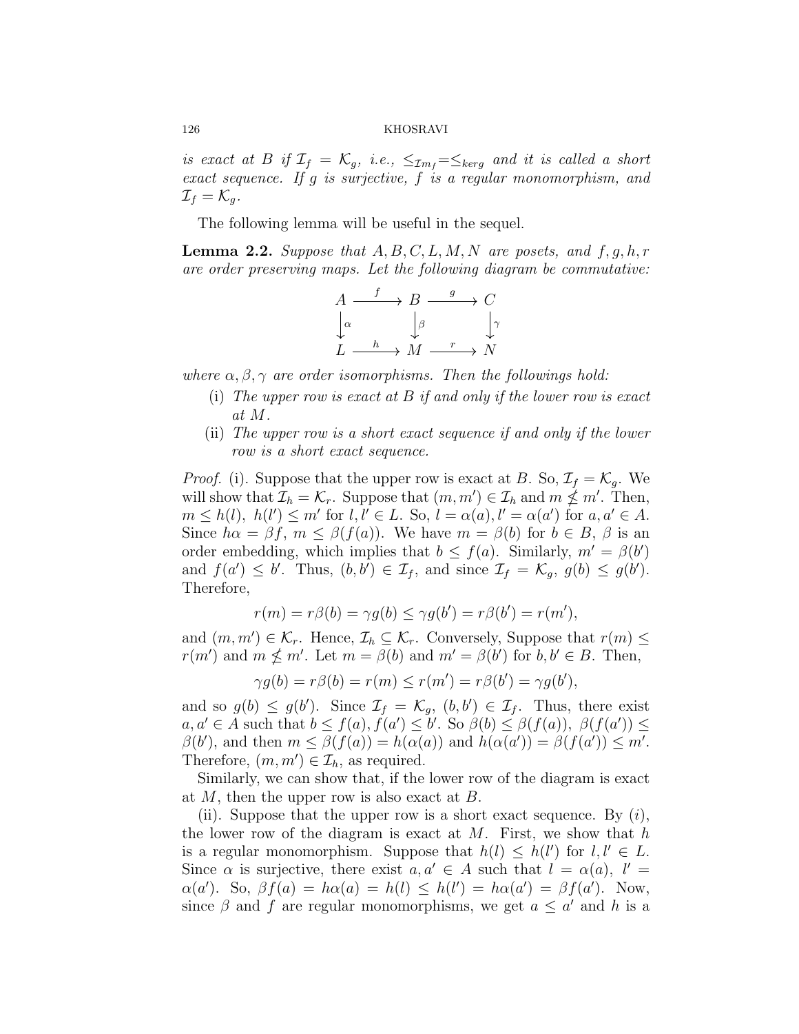*is exact at $B$ if $\mathcal{I}_f = \mathcal{K}_g$, i.e., $\leq_{\mathcal{I}m_f} = \leq_{kerg}$ and it is called a short exact sequence. If $g$ is surjective, $f$ is a regular monomorphism, and $\mathcal{I}_f = \mathcal{K}_g$.*

The following lemma will be useful in the sequel.

**Lemma 2.2.** *Suppose that $A, B, C, L, M, N$ are posets, and $f, g, h, r$ are order preserving maps. Let the following diagram be commutative:*

$$\begin{array}{ccccc} A & \xrightarrow{f} & B & \xrightarrow{g} & C \\ \downarrow{\scriptstyle \alpha} & & \downarrow{\scriptstyle \beta} & & \downarrow{\scriptstyle \gamma} \\ L & \xrightarrow{h} & M & \xrightarrow{r} & N \end{array}$$

*where $\alpha, \beta, \gamma$ are order isomorphisms. Then the followings hold:*

- (i) *The upper row is exact at $B$ if and only if the lower row is exact at $M$.*
- (ii) *The upper row is a short exact sequence if and only if the lower row is a short exact sequence.*

*Proof.* (i). Suppose that the upper row is exact at $B$. So, $\mathcal{I}_f = \mathcal{K}_g$. We will show that $\mathcal{I}_h = \mathcal{K}_r$. Suppose that $(m, m') \in \mathcal{I}_h$ and $m \nleq m'$. Then, $m \leq h(l),\ h(l') \leq m'$ for $l, l' \in L$. So, $l = \alpha(a), l' = \alpha(a')$ for $a, a' \in A$. Since $h\alpha = \beta f$, $m \leq \beta(f(a))$. We have $m = \beta(b)$ for $b \in B$, $\beta$ is an order embedding, which implies that $b \leq f(a)$. Similarly, $m' = \beta(b')$ and $f(a') \leq b'$. Thus, $(b, b') \in \mathcal{I}_f$, and since $\mathcal{I}_f = \mathcal{K}_g$, $g(b) \leq g(b')$. Therefore,

$$r(m) = r\beta(b) = \gamma g(b) \leq \gamma g(b') = r\beta(b') = r(m'),$$

and $(m, m') \in \mathcal{K}_r$. Hence, $\mathcal{I}_h \subseteq \mathcal{K}_r$. Conversely, Suppose that $r(m) \leq r(m')$ and $m \nleq m'$. Let $m = \beta(b)$ and $m' = \beta(b')$ for $b, b' \in B$. Then,

$$\gamma g(b) = r\beta(b) = r(m) \leq r(m') = r\beta(b') = \gamma g(b'),$$

and so $g(b) \leq g(b')$. Since $\mathcal{I}_f = \mathcal{K}_g$, $(b, b') \in \mathcal{I}_f$. Thus, there exist $a, a' \in A$ such that $b \leq f(a), f(a') \leq b'$. So $\beta(b) \leq \beta(f(a)),\ \beta(f(a')) \leq \beta(b')$, and then $m \leq \beta(f(a)) = h(\alpha(a))$ and $h(\alpha(a')) = \beta(f(a')) \leq m'$. Therefore, $(m, m') \in \mathcal{I}_h$, as required.

Similarly, we can show that, if the lower row of the diagram is exact at $M$, then the upper row is also exact at $B$.

(ii). Suppose that the upper row is a short exact sequence. By $(i)$, the lower row of the diagram is exact at $M$. First, we show that $h$ is a regular monomorphism. Suppose that $h(l) \leq h(l')$ for $l, l' \in L$. Since $\alpha$ is surjective, there exist $a, a' \in A$ such that $l = \alpha(a),\ l' = \alpha(a')$. So, $\beta f(a) = h\alpha(a) = h(l) \leq h(l') = h\alpha(a') = \beta f(a')$. Now, since $\beta$ and $f$ are regular monomorphisms, we get $a \leq a'$ and $h$ is a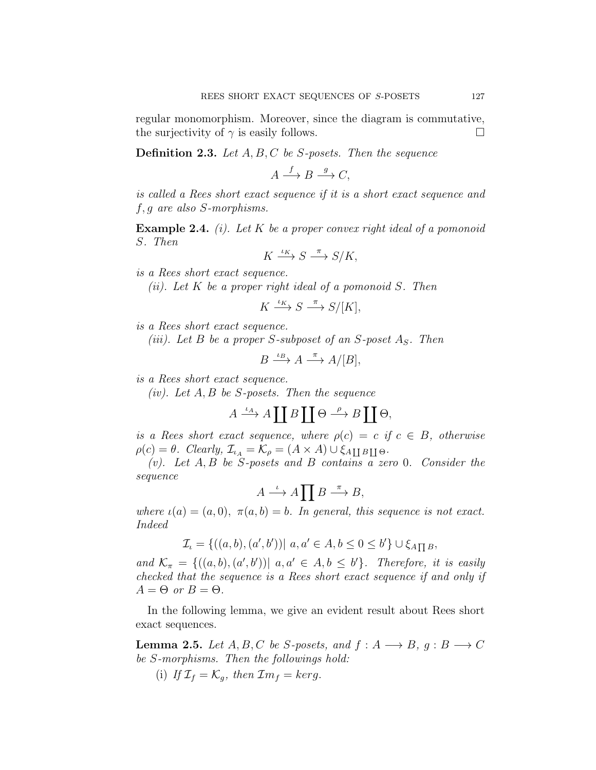regular monomorphism. Moreover, since the diagram is commutative, the surjectivity of $\gamma$ is easily follows. $\square$

**Definition 2.3.** *Let $A, B, C$ be $S$-posets. Then the sequence*

$$A \xrightarrow{f} B \xrightarrow{g} C,$$

*is called a Rees short exact sequence if it is a short exact sequence and $f, g$ are also $S$-morphisms.*

**Example 2.4.** *(i). Let $K$ be a proper convex right ideal of a pomonoid $S$. Then*

$$K \xrightarrow{\iota_K} S \xrightarrow{\pi} S/K,$$

*is a Rees short exact sequence.*

*(ii). Let $K$ be a proper right ideal of a pomonoid $S$. Then*

$$K \xrightarrow{\iota_K} S \xrightarrow{\pi} S/[K],$$

*is a Rees short exact sequence.*

*(iii). Let $B$ be a proper $S$-subposet of an $S$-poset $A_S$. Then*

$$B \xrightarrow{\iota_B} A \xrightarrow{\pi} A/[B],$$

*is a Rees short exact sequence.*

*(iv). Let $A, B$ be $S$-posets. Then the sequence*

$$A \xrightarrow{\iota_A} A \coprod B \coprod \Theta \xrightarrow{\rho} B \coprod \Theta,$$

*is a Rees short exact sequence, where $\rho(c) = c$ if $c \in B$, otherwise $\rho(c) = \theta$. Clearly, $\mathcal{I}_{\iota_A} = \mathcal{K}_\rho = (A \times A) \cup \xi_{A \coprod B \coprod \Theta}$.*

*(v). Let $A, B$ be $S$-posets and $B$ contains a zero $0$. Consider the sequence*

$$A \xrightarrow{\iota} A \coprod B \xrightarrow{\pi} B,$$

*where $\iota(a) = (a, 0)$, $\pi(a, b) = b$. In general, this sequence is not exact. Indeed*

$$\mathcal{I}_\iota = \{((a, b), (a', b'))|\ a, a' \in A, b \leq 0 \leq b'\} \cup \xi_{A \prod B},$$

*and $\mathcal{K}_\pi = \{((a, b), (a', b'))|\ a, a' \in A, b \leq b'\}$. Therefore, it is easily checked that the sequence is a Rees short exact sequence if and only if $A = \Theta$ or $B = \Theta$.*

In the following lemma, we give an evident result about Rees short exact sequences.

**Lemma 2.5.** *Let $A, B, C$ be $S$-posets, and $f : A \longrightarrow B$, $g : B \longrightarrow C$ be $S$-morphisms. Then the followings hold:*

(i) *If $\mathcal{I}_f = \mathcal{K}_g$, then $\mathcal{I}m_f = ker g$.*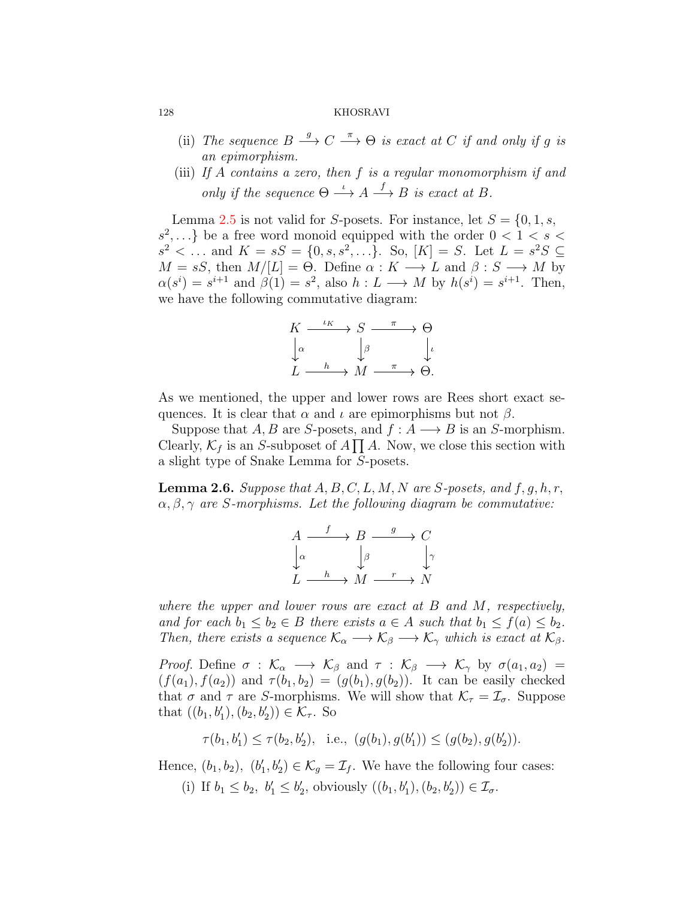(ii) *The sequence* $B \xrightarrow{g} C \xrightarrow{\pi} \Theta$ *is exact at* $C$ *if and only if* $g$ *is an epimorphism.*

(iii) *If* $A$ *contains a zero, then* $f$ *is a regular monomorphism if and only if the sequence* $\Theta \xrightarrow{\iota} A \xrightarrow{f} B$ *is exact at* $B$*.*

Lemma 2.5 is not valid for $S$-posets. For instance, let $S = \{0, 1, s, s^2, \ldots\}$ be a free word monoid equipped with the order $0 < 1 < s < s^2 < \ldots$ and $K = sS = \{0, s, s^2, \ldots\}$. So, $[K] = S$. Let $L = s^2S \subseteq M = sS$, then $M/[L] = \Theta$. Define $\alpha : K \longrightarrow L$ and $\beta : S \longrightarrow M$ by $\alpha(s^i) = s^{i+1}$ and $\beta(1) = s^2$, also $h : L \longrightarrow M$ by $h(s^i) = s^{i+1}$. Then, we have the following commutative diagram:

$$\begin{array}{ccccc} K & \xrightarrow{\iota_K} & S & \xrightarrow{\pi} & \Theta \\ \downarrow{\scriptstyle\alpha} & & \downarrow{\scriptstyle\beta} & & \downarrow{\scriptstyle\iota} \\ L & \xrightarrow{h} & M & \xrightarrow{\pi} & \Theta. \end{array}$$

As we mentioned, the upper and lower rows are Rees short exact sequences. It is clear that $\alpha$ and $\iota$ are epimorphisms but not $\beta$.

Suppose that $A, B$ are $S$-posets, and $f : A \longrightarrow B$ is an $S$-morphism. Clearly, $\mathcal{K}_f$ is an $S$-subposet of $A \prod A$. Now, we close this section with a slight type of Snake Lemma for $S$-posets.

**Lemma 2.6.** *Suppose that* $A, B, C, L, M, N$ *are* $S$*-posets, and* $f, g, h, r, \alpha, \beta, \gamma$ *are* $S$*-morphisms. Let the following diagram be commutative:*

$$\begin{array}{ccccc} A & \xrightarrow{f} & B & \xrightarrow{g} & C \\ \downarrow{\scriptstyle\alpha} & & \downarrow{\scriptstyle\beta} & & \downarrow{\scriptstyle\gamma} \\ L & \xrightarrow{h} & M & \xrightarrow{r} & N \end{array}$$

*where the upper and lower rows are exact at* $B$ *and* $M$*, respectively, and for each* $b_1 \leq b_2 \in B$ *there exists* $a \in A$ *such that* $b_1 \leq f(a) \leq b_2$*. Then, there exists a sequence* $\mathcal{K}_\alpha \longrightarrow \mathcal{K}_\beta \longrightarrow \mathcal{K}_\gamma$ *which is exact at* $\mathcal{K}_\beta$*.*

*Proof.* Define $\sigma : \mathcal{K}_\alpha \longrightarrow \mathcal{K}_\beta$ and $\tau : \mathcal{K}_\beta \longrightarrow \mathcal{K}_\gamma$ by $\sigma(a_1, a_2) = (f(a_1), f(a_2))$ and $\tau(b_1, b_2) = (g(b_1), g(b_2))$. It can be easily checked that $\sigma$ and $\tau$ are $S$-morphisms. We will show that $\mathcal{K}_\tau = \mathcal{I}_\sigma$. Suppose that $((b_1, b_1'), (b_2, b_2')) \in \mathcal{K}_\tau$. So

$$\tau(b_1, b_1') \leq \tau(b_2, b_2'), \ \text{ i.e., } \ (g(b_1), g(b_1')) \leq (g(b_2), g(b_2')).$$

Hence, $(b_1, b_2), \ (b_1', b_2') \in \mathcal{K}_g = \mathcal{I}_f$. We have the following four cases:

(i) If $b_1 \leq b_2, \ b_1' \leq b_2'$, obviously $((b_1, b_1'), (b_2, b_2')) \in \mathcal{I}_\sigma$.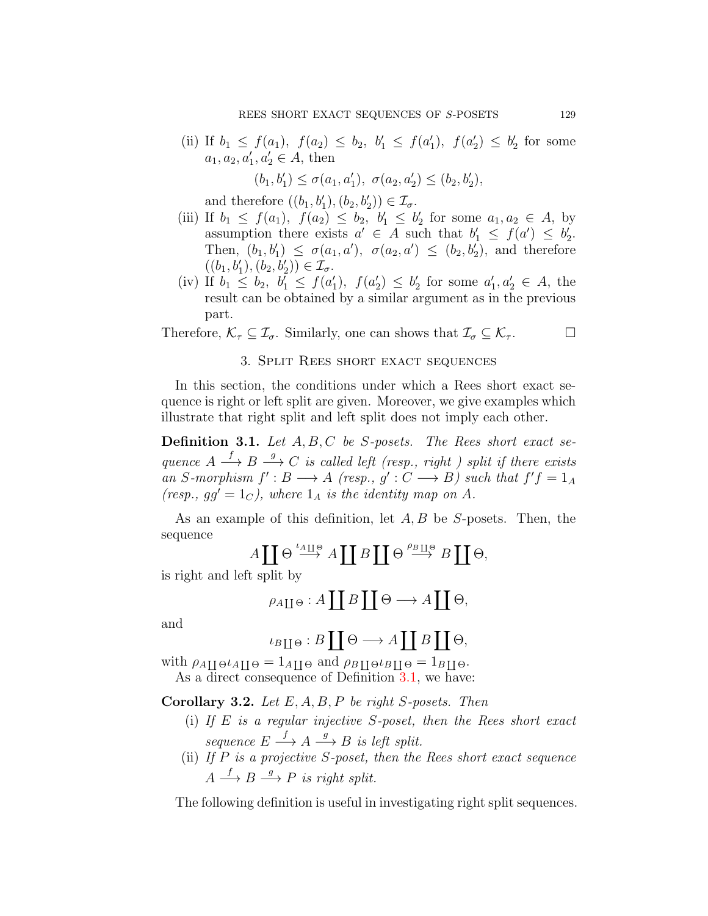(ii) If $b_1 \leq f(a_1)$, $f(a_2) \leq b_2$, $b'_1 \leq f(a'_1)$, $f(a'_2) \leq b'_2$ for some $a_1, a_2, a'_1, a'_2 \in A$, then

$$(b_1, b'_1) \leq \sigma(a_1, a'_1),\ \sigma(a_2, a'_2) \leq (b_2, b'_2),$$

and therefore $((b_1, b'_1), (b_2, b'_2)) \in \mathcal{I}_\sigma$.

(iii) If $b_1 \leq f(a_1)$, $f(a_2) \leq b_2$, $b'_1 \leq b'_2$ for some $a_1, a_2 \in A$, by assumption there exists $a' \in A$ such that $b'_1 \leq f(a') \leq b'_2$. Then, $(b_1, b'_1) \leq \sigma(a_1, a')$, $\sigma(a_2, a') \leq (b_2, b'_2)$, and therefore $((b_1, b'_1), (b_2, b'_2)) \in \mathcal{I}_\sigma$.

(iv) If $b_1 \leq b_2$, $b'_1 \leq f(a'_1)$, $f(a'_2) \leq b'_2$ for some $a'_1, a'_2 \in A$, the result can be obtained by a similar argument as in the previous part.

Therefore, $\mathcal{K}_\tau \subseteq \mathcal{I}_\sigma$. Similarly, one can shows that $\mathcal{I}_\sigma \subseteq \mathcal{K}_\tau$. □

## 3. Split Rees short exact sequences

In this section, the conditions under which a Rees short exact sequence is right or left split are given. Moreover, we give examples which illustrate that right split and left split does not imply each other.

**Definition 3.1.** *Let $A, B, C$ be $S$-posets. The Rees short exact sequence $A \xrightarrow{f} B \xrightarrow{g} C$ is called left (resp., right ) split if there exists an $S$-morphism $f' : B \longrightarrow A$ (resp., $g' : C \longrightarrow B$) such that $f'f = 1_A$ (resp., $gg' = 1_C$), where $1_A$ is the identity map on $A$.*

As an example of this definition, let $A, B$ be $S$-posets. Then, the sequence

$$A \coprod \Theta \xrightarrow{\iota_A \coprod \Theta} A \coprod B \coprod \Theta \xrightarrow{\rho_B \coprod \Theta} B \coprod \Theta,$$

is right and left split by

$$\rho_{A \coprod \Theta} : A \coprod B \coprod \Theta \longrightarrow A \coprod \Theta,$$

and

$$\iota_{B \coprod \Theta} : B \coprod \Theta \longrightarrow A \coprod B \coprod \Theta,$$

with $\rho_{A \coprod \Theta} \iota_{A \coprod \Theta} = 1_{A \coprod \Theta}$ and $\rho_{B \coprod \Theta} \iota_{B \coprod \Theta} = 1_{B \coprod \Theta}$.

As a direct consequence of Definition 3.1, we have:

**Corollary 3.2.** *Let $E, A, B, P$ be right $S$-posets. Then*

(i) *If $E$ is a regular injective $S$-poset, then the Rees short exact sequence $E \xrightarrow{f} A \xrightarrow{g} B$ is left split.*

(ii) *If $P$ is a projective $S$-poset, then the Rees short exact sequence $A \xrightarrow{f} B \xrightarrow{g} P$ is right split.*

The following definition is useful in investigating right split sequences.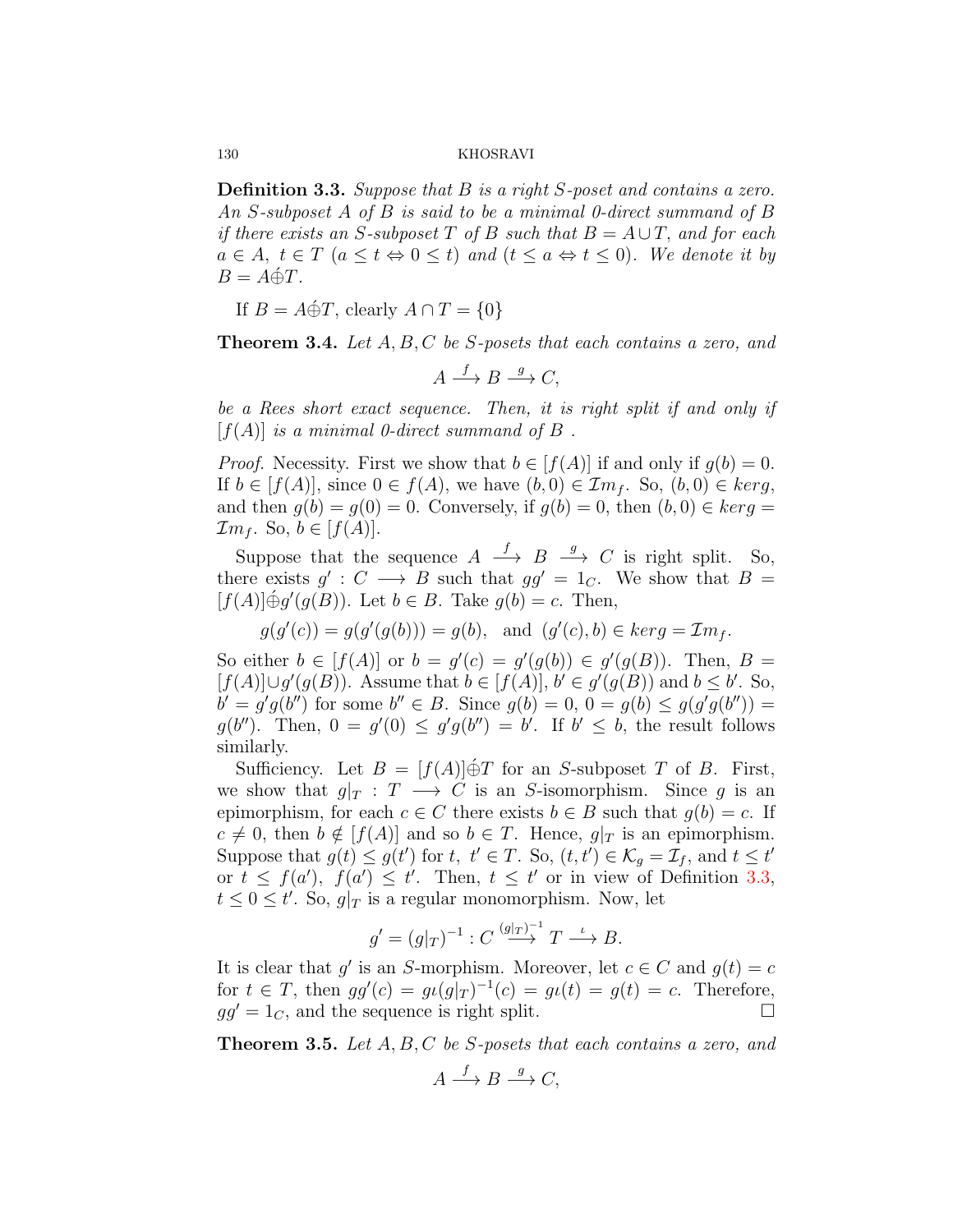**Definition 3.3.** *Suppose that $B$ is a right $S$-poset and contains a zero. An $S$-subposet $A$ of $B$ is said to be a minimal 0-direct summand of $B$ if there exists an $S$-subposet $T$ of $B$ such that $B = A \cup T$, and for each $a \in A,\ t \in T$ $(a \leq t \Leftrightarrow 0 \leq t)$ and $(t \leq a \Leftrightarrow t \leq 0)$. We denote it by $B = A \acute{\oplus} T$.*

If $B = A \acute{\oplus} T$, clearly $A \cap T = \{0\}$

**Theorem 3.4.** *Let $A, B, C$ be $S$-posets that each contains a zero, and*

$$A \xrightarrow{f} B \xrightarrow{g} C,$$

*be a Rees short exact sequence. Then, it is right split if and only if $[f(A)]$ is a minimal 0-direct summand of $B$ .*

*Proof.* Necessity. First we show that $b \in [f(A)]$ if and only if $g(b) = 0$. If $b \in [f(A)]$, since $0 \in f(A)$, we have $(b, 0) \in \mathcal{I}m_f$. So, $(b, 0) \in ker g$, and then $g(b) = g(0) = 0$. Conversely, if $g(b) = 0$, then $(b, 0) \in ker g = \mathcal{I}m_f$. So, $b \in [f(A)]$.

Suppose that the sequence $A \xrightarrow{f} B \xrightarrow{g} C$ is right split. So, there exists $g' : C \longrightarrow B$ such that $gg' = 1_C$. We show that $B = [f(A)] \acute{\oplus} g'(g(B))$. Let $b \in B$. Take $g(b) = c$. Then,

$$g(g'(c)) = g(g'(g(b))) = g(b), \quad \text{and} \quad (g'(c), b) \in ker g = \mathcal{I}m_f.$$

So either $b \in [f(A)]$ or $b = g'(c) = g'(g(b)) \in g'(g(B))$. Then, $B = [f(A)] \cup g'(g(B))$. Assume that $b \in [f(A)]$, $b' \in g'(g(B))$ and $b \leq b'$. So, $b' = g'g(b'')$ for some $b'' \in B$. Since $g(b) = 0$, $0 = g(b) \leq g(g'g(b'')) = g(b'')$. Then, $0 = g'(0) \leq g'g(b'') = b'$. If $b' \leq b$, the result follows similarly.

Sufficiency. Let $B = [f(A)] \acute{\oplus} T$ for an $S$-subposet $T$ of $B$. First, we show that $g|_T : T \longrightarrow C$ is an $S$-isomorphism. Since $g$ is an epimorphism, for each $c \in C$ there exists $b \in B$ such that $g(b) = c$. If $c \neq 0$, then $b \notin [f(A)]$ and so $b \in T$. Hence, $g|_T$ is an epimorphism. Suppose that $g(t) \leq g(t')$ for $t,\ t' \in T$. So, $(t, t') \in \mathcal{K}_g = \mathcal{I}_f$, and $t \leq t'$ or $t \leq f(a'),\ f(a') \leq t'$. Then, $t \leq t'$ or in view of Definition 3.3, $t \leq 0 \leq t'$. So, $g|_T$ is a regular monomorphism. Now, let

$$g' = (g|_T)^{-1} : C \overset{(g|_T)^{-1}}{\longrightarrow} T \overset{\iota}{\longrightarrow} B.$$

It is clear that $g'$ is an $S$-morphism. Moreover, let $c \in C$ and $g(t) = c$ for $t \in T$, then $gg'(c) = g\iota(g|_T)^{-1}(c) = g\iota(t) = g(t) = c$. Therefore, $gg' = 1_C$, and the sequence is right split. $\square$

**Theorem 3.5.** *Let $A, B, C$ be $S$-posets that each contains a zero, and*

$$A \xrightarrow{f} B \xrightarrow{g} C,$$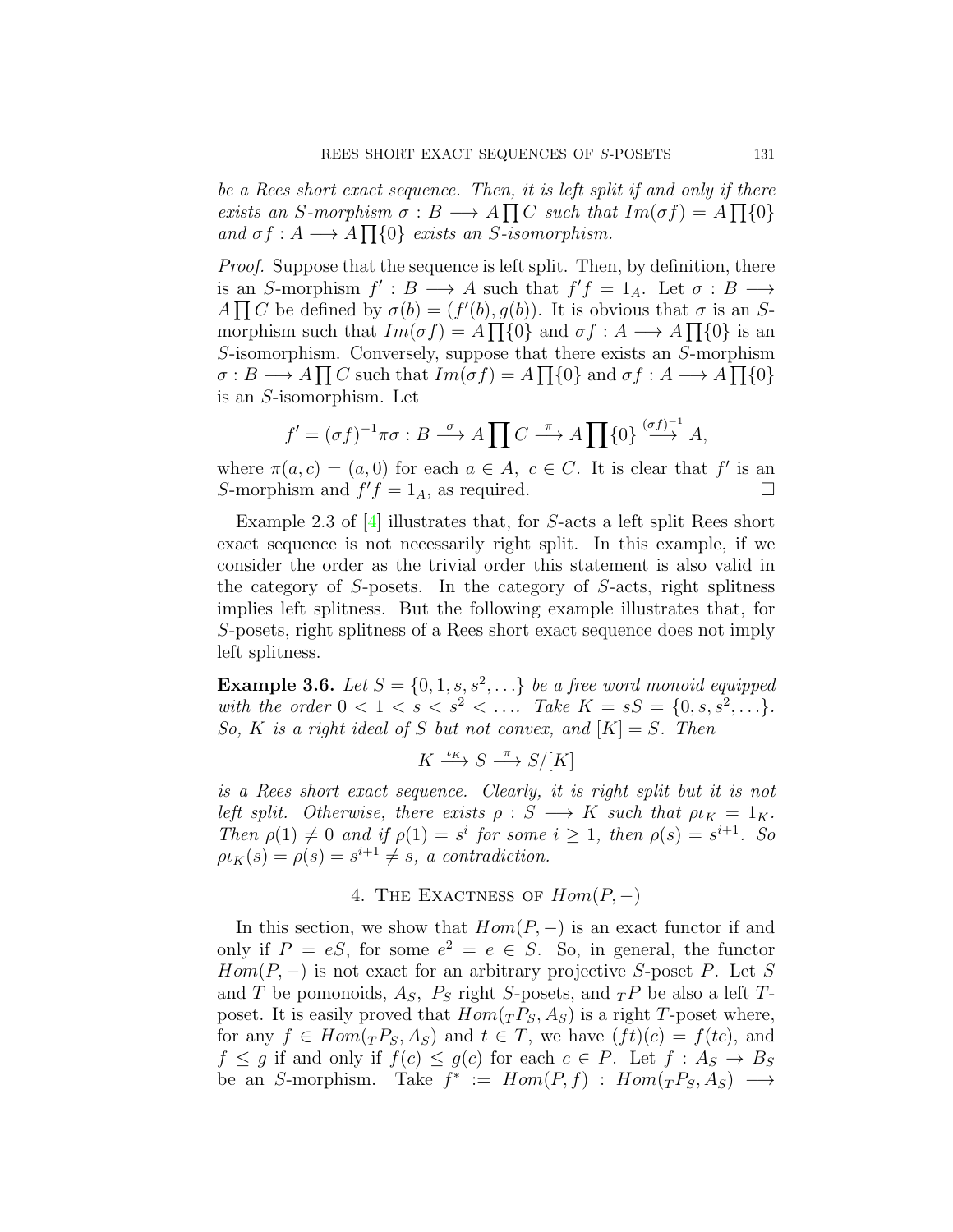*be a Rees short exact sequence. Then, it is left split if and only if there exists an $S$-morphism $\sigma : B \longrightarrow A \prod C$ such that $Im(\sigma f) = A \prod \{0\}$ and $\sigma f : A \longrightarrow A \prod \{0\}$ exists an $S$-isomorphism.*

*Proof.* Suppose that the sequence is left split. Then, by definition, there is an $S$-morphism $f' : B \longrightarrow A$ such that $f'f = 1_A$. Let $\sigma : B \longrightarrow A \prod C$ be defined by $\sigma(b) = (f'(b), g(b))$. It is obvious that $\sigma$ is an $S$-morphism such that $Im(\sigma f) = A \prod \{0\}$ and $\sigma f : A \longrightarrow A \prod \{0\}$ is an $S$-isomorphism. Conversely, suppose that there exists an $S$-morphism $\sigma : B \longrightarrow A \prod C$ such that $Im(\sigma f) = A \prod \{0\}$ and $\sigma f : A \longrightarrow A \prod \{0\}$ is an $S$-isomorphism. Let

$$f' = (\sigma f)^{-1} \pi \sigma : B \overset{\sigma}{\longrightarrow} A \prod C \overset{\pi}{\longrightarrow} A \prod \{0\} \overset{(\sigma f)^{-1}}{\longrightarrow} A,$$

where $\pi(a, c) = (a, 0)$ for each $a \in A$, $c \in C$. It is clear that $f'$ is an $S$-morphism and $f'f = 1_A$, as required. □

Example 2.3 of [4] illustrates that, for $S$-acts a left split Rees short exact sequence is not necessarily right split. In this example, if we consider the order as the trivial order this statement is also valid in the category of $S$-posets. In the category of $S$-acts, right splitness implies left splitness. But the following example illustrates that, for $S$-posets, right splitness of a Rees short exact sequence does not imply left splitness.

**Example 3.6.** *Let $S = \{0, 1, s, s^2, \ldots\}$ be a free word monoid equipped with the order $0 < 1 < s < s^2 < \ldots$. Take $K = sS = \{0, s, s^2, \ldots\}$. So, $K$ is a right ideal of $S$ but not convex, and $[K] = S$. Then*

$$K \overset{\iota_K}{\longrightarrow} S \overset{\pi}{\longrightarrow} S/[K]$$

*is a Rees short exact sequence. Clearly, it is right split but it is not left split. Otherwise, there exists $\rho : S \longrightarrow K$ such that $\rho\iota_K = 1_K$. Then $\rho(1) \neq 0$ and if $\rho(1) = s^i$ for some $i \geq 1$, then $\rho(s) = s^{i+1}$. So $\rho\iota_K(s) = \rho(s) = s^{i+1} \neq s$, a contradiction.*

## 4. The Exactness of $Hom(P, -)$

In this section, we show that $Hom(P, -)$ is an exact functor if and only if $P = eS$, for some $e^2 = e \in S$. So, in general, the functor $Hom(P, -)$ is not exact for an arbitrary projective $S$-poset $P$. Let $S$ and $T$ be pomonoids, $A_S$, $P_S$ right $S$-posets, and ${}_TP$ be also a left $T$-poset. It is easily proved that $Hom({}_TP_S, A_S)$ is a right $T$-poset where, for any $f \in Hom({}_TP_S, A_S)$ and $t \in T$, we have $(ft)(c) = f(tc)$, and $f \leq g$ if and only if $f(c) \leq g(c)$ for each $c \in P$. Let $f : A_S \to B_S$ be an $S$-morphism. Take $f^* := Hom(P, f) : Hom({}_TP_S, A_S) \longrightarrow$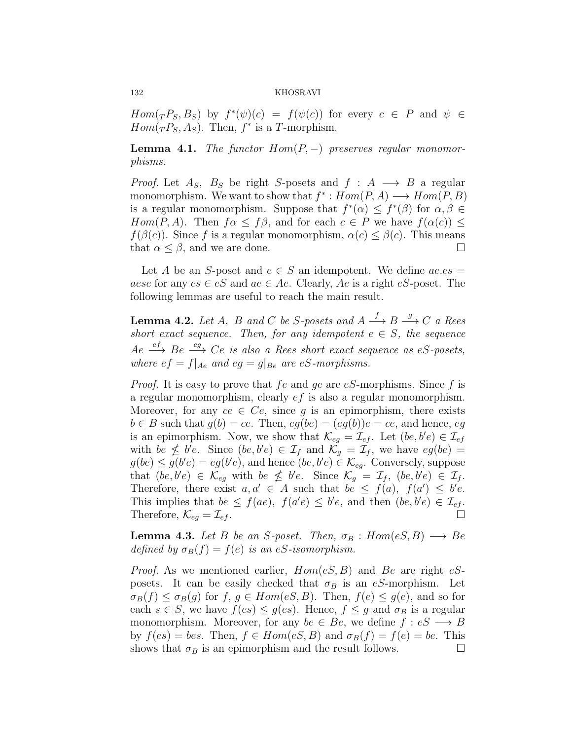$Hom({}_TP_S, B_S)$ by $f^*(\psi)(c) = f(\psi(c))$ for every $c \in P$ and $\psi \in Hom({}_TP_S, A_S)$. Then, $f^*$ is a $T$-morphism.

**Lemma 4.1.** *The functor $Hom(P, -)$ preserves regular monomorphisms.*

*Proof.* Let $A_S$, $B_S$ be right $S$-posets and $f : A \longrightarrow B$ a regular monomorphism. We want to show that $f^* : Hom(P, A) \longrightarrow Hom(P, B)$ is a regular monomorphism. Suppose that $f^*(\alpha) \leq f^*(\beta)$ for $\alpha, \beta \in Hom(P, A)$. Then $f\alpha \leq f\beta$, and for each $c \in P$ we have $f(\alpha(c)) \leq f(\beta(c))$. Since $f$ is a regular monomorphism, $\alpha(c) \leq \beta(c)$. This means that $\alpha \leq \beta$, and we are done. □

Let $A$ be an $S$-poset and $e \in S$ an idempotent. We define $ae.es = aese$ for any $es \in eS$ and $ae \in Ae$. Clearly, $Ae$ is a right $eS$-poset. The following lemmas are useful to reach the main result.

**Lemma 4.2.** *Let $A$, $B$ and $C$ be $S$-posets and $A \xrightarrow{f} B \xrightarrow{g} C$ a Rees short exact sequence. Then, for any idempotent $e \in S$, the sequence $Ae \xrightarrow{ef} Be \xrightarrow{eg} Ce$ is also a Rees short exact sequence as $eS$-posets, where $ef = f|_{Ae}$ and $eg = g|_{Be}$ are $eS$-morphisms.*

*Proof.* It is easy to prove that $fe$ and $ge$ are $eS$-morphisms. Since $f$ is a regular monomorphism, clearly $ef$ is also a regular monomorphism. Moreover, for any $ce \in Ce$, since $g$ is an epimorphism, there exists $b \in B$ such that $g(b) = ce$. Then, $eg(be) = (eg(b))e = ce$, and hence, $eg$ is an epimorphism. Now, we show that $\mathcal{K}_{eg} = \mathcal{I}_{ef}$. Let $(be, b'e) \in \mathcal{I}_{ef}$ with $be \nleq b'e$. Since $(be, b'e) \in \mathcal{I}_f$ and $\mathcal{K}_g = \mathcal{I}_f$, we have $eg(be) = g(be) \leq g(b'e) = eg(b'e)$, and hence $(be, b'e) \in \mathcal{K}_{eg}$. Conversely, suppose that $(be, b'e) \in \mathcal{K}_{eg}$ with $be \nleq b'e$. Since $\mathcal{K}_g = \mathcal{I}_f$, $(be, b'e) \in \mathcal{I}_f$. Therefore, there exist $a, a' \in A$ such that $be \leq f(a)$, $f(a') \leq b'e$. This implies that $be \leq f(ae)$, $f(a'e) \leq b'e$, and then $(be, b'e) \in \mathcal{I}_{ef}$. Therefore, $\mathcal{K}_{eg} = \mathcal{I}_{ef}$. □

**Lemma 4.3.** *Let $B$ be an $S$-poset. Then, $\sigma_B : Hom(eS, B) \longrightarrow Be$ defined by $\sigma_B(f) = f(e)$ is an $eS$-isomorphism.*

*Proof.* As we mentioned earlier, $Hom(eS, B)$ and $Be$ are right $eS$-posets. It can be easily checked that $\sigma_B$ is an $eS$-morphism. Let $\sigma_B(f) \leq \sigma_B(g)$ for $f, g \in Hom(eS, B)$. Then, $f(e) \leq g(e)$, and so for each $s \in S$, we have $f(es) \leq g(es)$. Hence, $f \leq g$ and $\sigma_B$ is a regular monomorphism. Moreover, for any $be \in Be$, we define $f : eS \longrightarrow B$ by $f(es) = bes$. Then, $f \in Hom(eS, B)$ and $\sigma_B(f) = f(e) = be$. This shows that $\sigma_B$ is an epimorphism and the result follows. □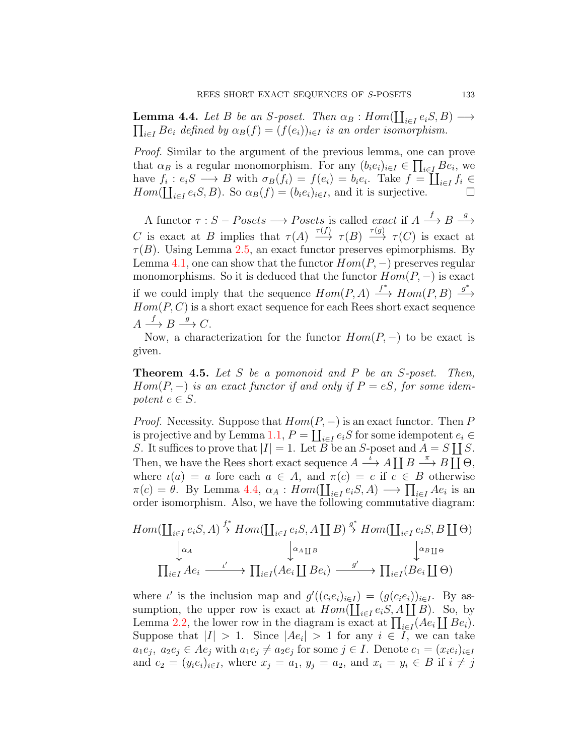**Lemma 4.4.** *Let $B$ be an $S$-poset. Then $\alpha_B : Hom(\coprod_{i\in I} e_iS, B) \longrightarrow \prod_{i\in I} Be_i$ defined by $\alpha_B(f) = (f(e_i))_{i\in I}$ is an order isomorphism.*

*Proof.* Similar to the argument of the previous lemma, one can prove that $\alpha_B$ is a regular monomorphism. For any $(b_ie_i)_{i\in I} \in \prod_{i\in I} Be_i$, we have $f_i : e_iS \longrightarrow B$ with $\sigma_B(f_i) = f(e_i) = b_ie_i$. Take $f = \coprod_{i\in I} f_i \in Hom(\coprod_{i\in I} e_iS, B)$. So $\alpha_B(f) = (b_ie_i)_{i\in I}$, and it is surjective. □

A functor $\tau : S - Posets \longrightarrow Posets$ is called *exact* if $A \xrightarrow{f} B \xrightarrow{g} C$ is exact at $B$ implies that $\tau(A) \xrightarrow{\tau(f)} \tau(B) \xrightarrow{\tau(g)} \tau(C)$ is exact at $\tau(B)$. Using Lemma 2.5, an exact functor preserves epimorphisms. By Lemma 4.1, one can show that the functor $Hom(P, -)$ preserves regular monomorphisms. So it is deduced that the functor $Hom(P, -)$ is exact if we could imply that the sequence $Hom(P, A) \xrightarrow{f^*} Hom(P, B) \xrightarrow{g^*} Hom(P, C)$ is a short exact sequence for each Rees short exact sequence $A \xrightarrow{f} B \xrightarrow{g} C$.

Now, a characterization for the functor $Hom(P, -)$ to be exact is given.

**Theorem 4.5.** *Let $S$ be a pomonoid and $P$ be an $S$-poset. Then, $Hom(P, -)$ is an exact functor if and only if $P = eS$, for some idempotent $e \in S$.*

*Proof.* Necessity. Suppose that $Hom(P, -)$ is an exact functor. Then $P$ is projective and by Lemma 1.1, $P = \coprod_{i\in I} e_iS$ for some idempotent $e_i \in S$. It suffices to prove that $|I| = 1$. Let $B$ be an $S$-poset and $A = S \coprod S$. Then, we have the Rees short exact sequence $A \xrightarrow{\iota} A \coprod B \xrightarrow{\pi} B \coprod \Theta$, where $\iota(a) = a$ fore each $a \in A$, and $\pi(c) = c$ if $c \in B$ otherwise $\pi(c) = \theta$. By Lemma 4.4, $\alpha_A : Hom(\coprod_{i\in I} e_iS, A) \longrightarrow \prod_{i\in I} Ae_i$ is an order isomorphism. Also, we have the following commutative diagram:

$$\begin{array}{ccccc}
Hom(\coprod_{i\in I} e_iS, A) & \xrightarrow{f^*} & Hom(\coprod_{i\in I} e_iS, A\coprod B) & \xrightarrow{g^*} & Hom(\coprod_{i\in I} e_iS, B\coprod \Theta) \\
\downarrow{\scriptstyle \alpha_A} & & \downarrow{\scriptstyle \alpha_{A\coprod B}} & & \downarrow{\scriptstyle \alpha_{B\coprod\Theta}} \\
\prod_{i\in I} Ae_i & \xrightarrow{\iota'} & \prod_{i\in I}(Ae_i \coprod Be_i) & \xrightarrow{g'} & \prod_{i\in I}(Be_i \coprod \Theta)
\end{array}$$

where $\iota'$ is the inclusion map and $g'((c_ie_i)_{i\in I}) = (g(c_ie_i))_{i\in I}$. By assumption, the upper row is exact at $Hom(\coprod_{i\in I} e_iS, A\coprod B)$. So, by Lemma 2.2, the lower row in the diagram is exact at $\prod_{i\in I}(Ae_i \coprod Be_i)$. Suppose that $|I| > 1$. Since $|Ae_i| > 1$ for any $i \in I$, we can take $a_1e_j,\ a_2e_j \in Ae_j$ with $a_1e_j \neq a_2e_j$ for some $j \in I$. Denote $c_1 = (x_ie_i)_{i\in I}$ and $c_2 = (y_ie_i)_{i\in I}$, where $x_j = a_1$, $y_j = a_2$, and $x_i = y_i \in B$ if $i \neq j$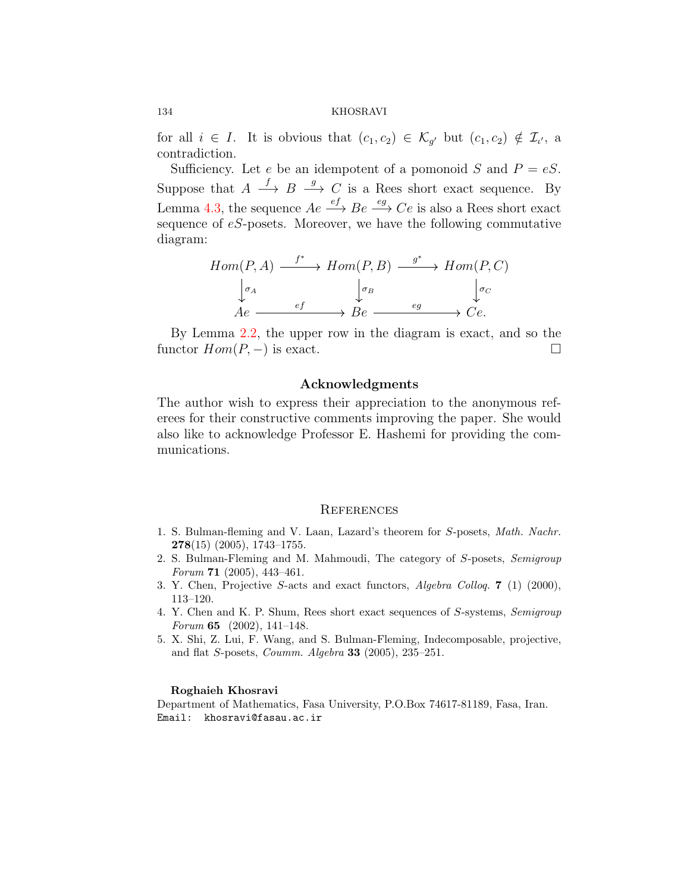for all $i \in I$. It is obvious that $(c_1, c_2) \in \mathcal{K}_{g'}$ but $(c_1, c_2) \notin \mathcal{I}_{\iota'}$, a contradiction.

Sufficiency. Let $e$ be an idempotent of a pomonoid $S$ and $P = eS$. Suppose that $A \xrightarrow{f} B \xrightarrow{g} C$ is a Rees short exact sequence. By Lemma 4.3, the sequence $Ae \xrightarrow{ef} Be \xrightarrow{eg} Ce$ is also a Rees short exact sequence of $eS$-posets. Moreover, we have the following commutative diagram:

$$
\begin{array}{ccccc}
Hom(P,A) & \xrightarrow{f^*} & Hom(P,B) & \xrightarrow{g^*} & Hom(P,C) \\
\downarrow{\scriptstyle \sigma_A} & & \downarrow{\scriptstyle \sigma_B} & & \downarrow{\scriptstyle \sigma_C} \\
Ae & \xrightarrow{\quad ef \quad} & Be & \xrightarrow{\quad eg \quad} & Ce.
\end{array}
$$

By Lemma 2.2, the upper row in the diagram is exact, and so the functor $Hom(P, -)$ is exact. □

## Acknowledgments

The author wish to express their appreciation to the anonymous referees for their constructive comments improving the paper. She would also like to acknowledge Professor E. Hashemi for providing the communications.

## References

1. S. Bulman-fleming and V. Laan, Lazard's theorem for $S$-posets, *Math. Nachr.* **278**(15) (2005), 1743–1755.
2. S. Bulman-Fleming and M. Mahmoudi, The category of $S$-posets, *Semigroup Forum* **71** (2005), 443–461.
3. Y. Chen, Projective $S$-acts and exact functors, *Algebra Colloq.* **7** (1) (2000), 113–120.
4. Y. Chen and K. P. Shum, Rees short exact sequences of $S$-systems, *Semigroup Forum* **65** (2002), 141–148.
5. X. Shi, Z. Lui, F. Wang, and S. Bulman-Fleming, Indecomposable, projective, and flat $S$-posets, *Coumm. Algebra* **33** (2005), 235–251.

**Roghaieh Khosravi**

Department of Mathematics, Fasa University, P.O.Box 74617-81189, Fasa, Iran.

Email: khosravi@fasau.ac.ir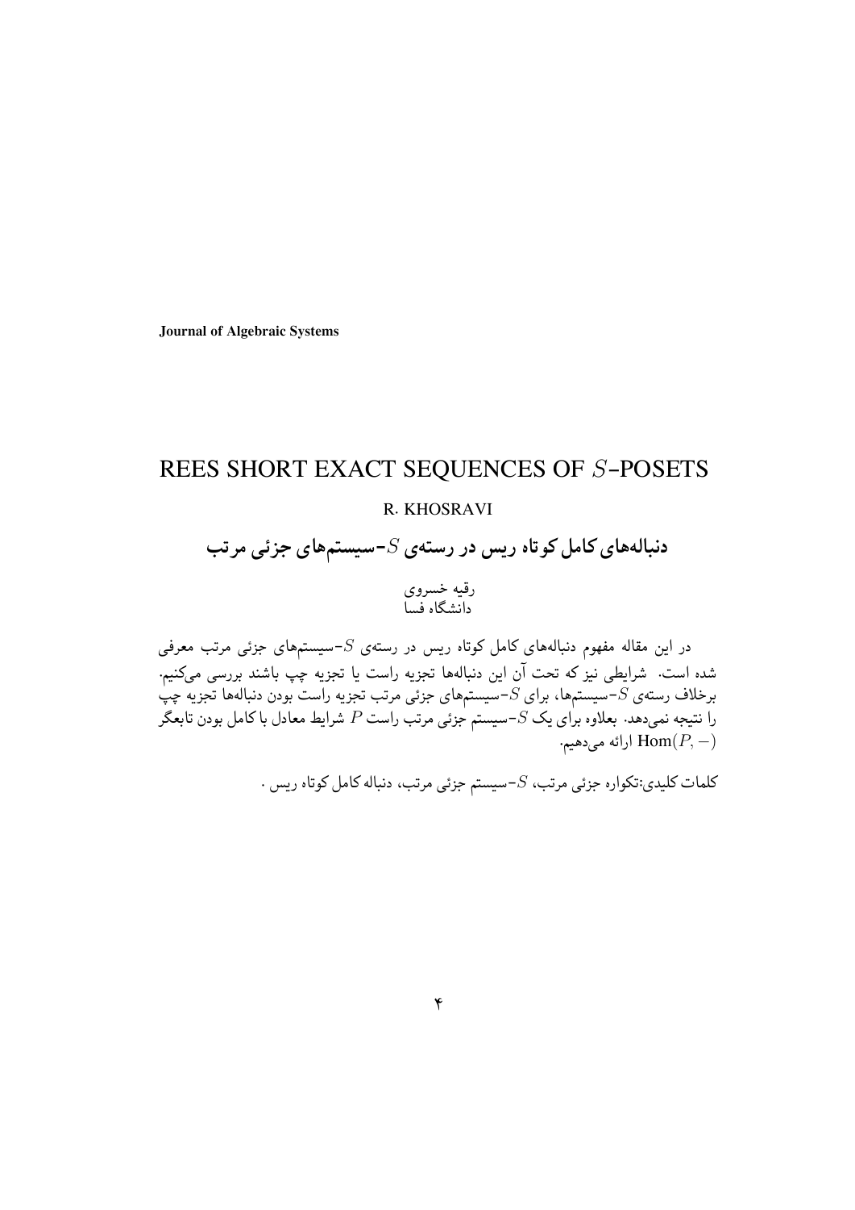Journal of Algebraic Systems

# REES SHORT EXACT SEQUENCES OF $S$-POSETS

R. KHOSRAVI

## دنباله‌های کامل کوتاه ریس در رسته‌ی $S$-سیستم‌های جزئی مرتب

رقیه خسروی
دانشگاه فسا

در این مقاله مفهوم دنباله‌های کامل کوتاه ریس در رسته‌ی $S$-سیستم‌های جزئی مرتب معرفی شده است. شرایطی نیز که تحت آن این دنباله‌ها تجزیه راست یا تجزیه چپ باشند بررسی می‌کنیم. برخلاف رسته‌ی $S$-سیستم‌ها، برای $S$-سیستم‌های جزئی مرتب تجزیه راست بودن دنباله‌ها تجزیه چپ را نتیجه نمی‌دهد. بعلاوه برای یک $S$-سیستم جزئی مرتب راست $P$ شرایط معادل با کامل بودن تابعگر $\mathrm{Hom}(P,-)$ ارائه می‌دهیم.

کلمات کلیدی:تکواره جزئی مرتب، $S$-سیستم جزئی مرتب، دنباله کامل کوتاه ریس .